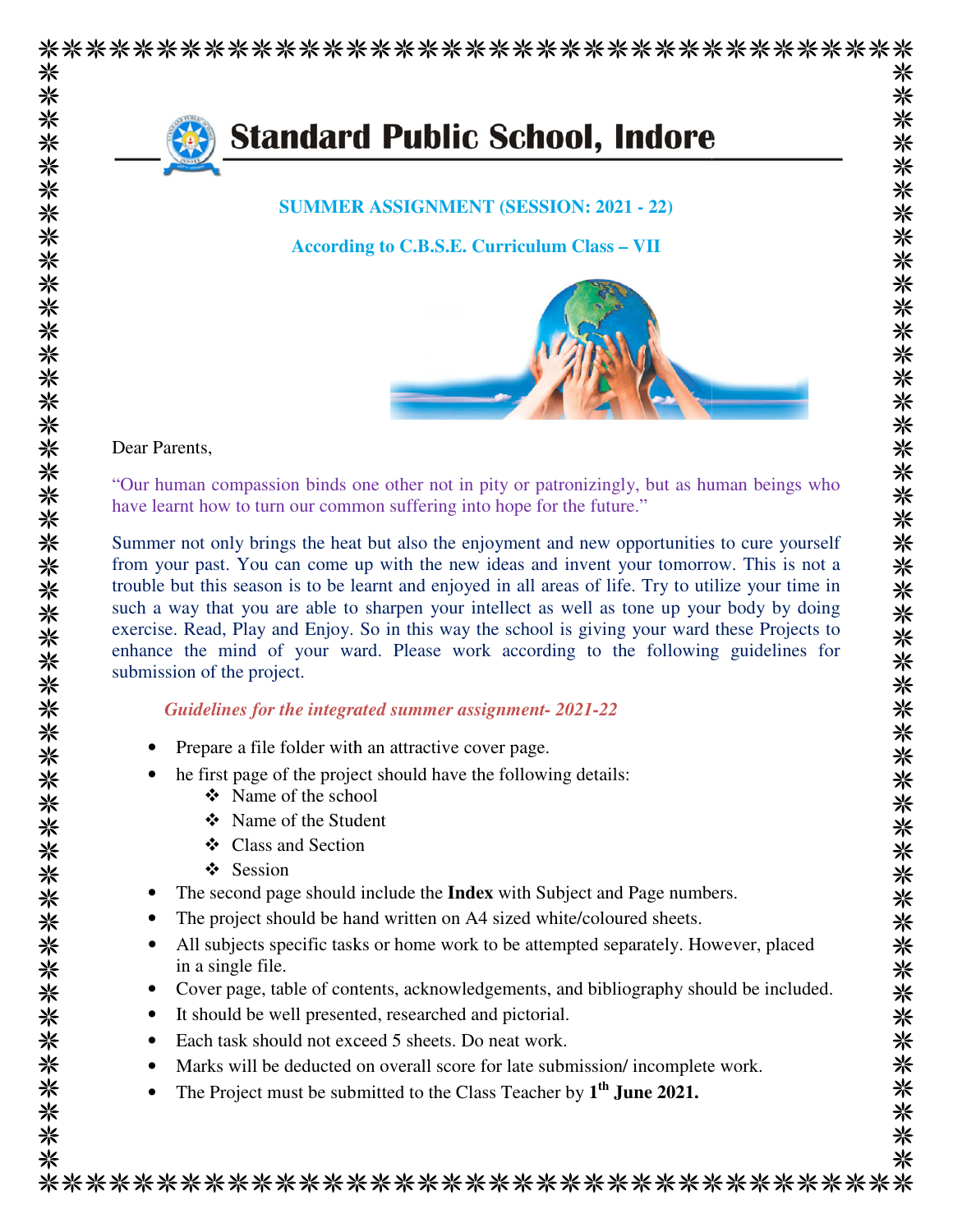# Standard Public School, Indore

**SUMMER ASSIGNMENT (SESSION: 2021 - 22)**

**According to C.B.S.E. Curriculum Class – VII**

Dear Parents,

"Our human compassion binds one other not in pity or patronizingly, but as human beings who have learnt how to turn our common suffering into hope for the future."

Summer not only brings the heat but also the enjoyment and new opportunities to cure yourself from your past. You can come up with the new ideas and invent your tomorrow. This is not a trouble but this season is to be learnt and enjoyed in all areas of life. Try to utilize your time in such a way that you are able to sharpen your intellect as well as tone up your body by doing exercise. Read, Play and Enjoy. So in this way the school is giving your ward these Projects to enhance the mind of your ward. Please work according to the following guidelines for submission of the project.

***Guidelines for the integrated summer assignment- 2021-22***

- Prepare a file folder with an attractive cover page.
- he first page of the project should have the following details:
  - Name of the school
  - Name of the Student
  - Class and Section
  - Session
- The second page should include the **Index** with Subject and Page numbers.
- The project should be hand written on A4 sized white/coloured sheets.
- All subjects specific tasks or home work to be attempted separately. However, placed in a single file.
- Cover page, table of contents, acknowledgements, and bibliography should be included.
- It should be well presented, researched and pictorial.
- Each task should not exceed 5 sheets. Do neat work.
- Marks will be deducted on overall score for late submission/ incomplete work.
- The Project must be submitted to the Class Teacher by **1th June 2021.**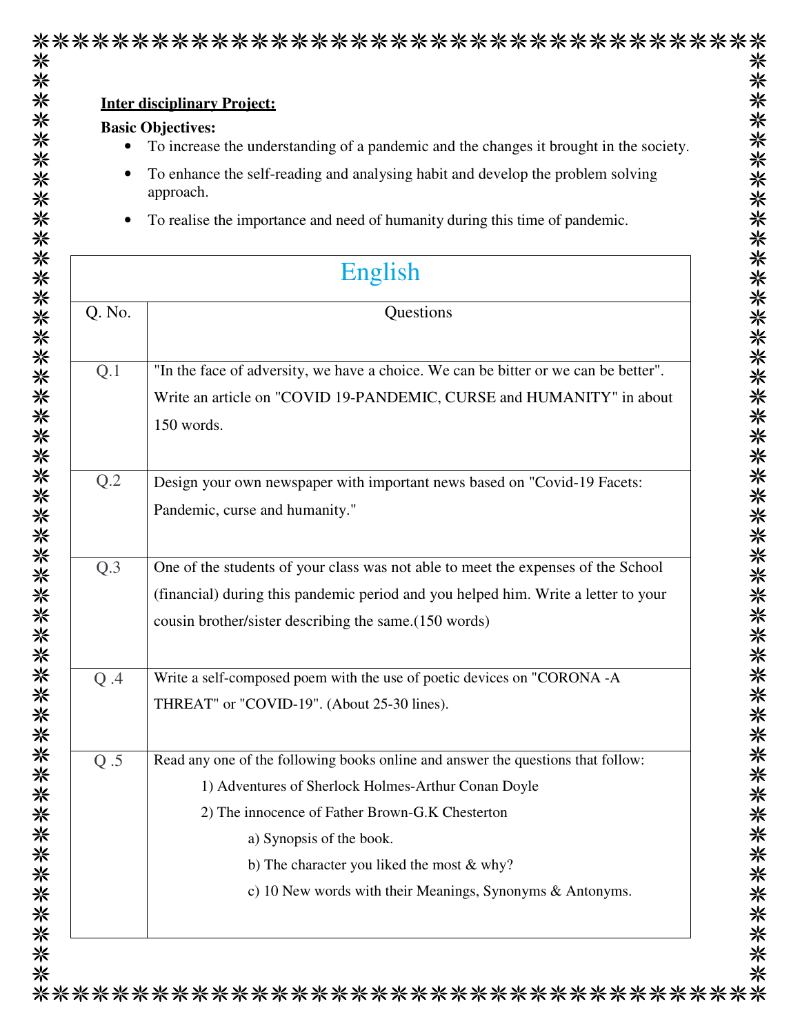**Inter disciplinary Project:**

**Basic Objectives:**

- To increase the understanding of a pandemic and the changes it brought in the society.
- To enhance the self-reading and analysing habit and develop the problem solving approach.
- To realise the importance and need of humanity during this time of pandemic.

| English | |
|---|---|
| Q. No. | Questions |
| Q.1 | "In the face of adversity, we have a choice. We can be bitter or we can be better". Write an article on "COVID 19-PANDEMIC, CURSE and HUMANITY" in about 150 words. |
| Q.2 | Design your own newspaper with important news based on "Covid-19 Facets: Pandemic, curse and humanity." |
| Q.3 | One of the students of your class was not able to meet the expenses of the School (financial) during this pandemic period and you helped him. Write a letter to your cousin brother/sister describing the same.(150 words) |
| Q .4 | Write a self-composed poem with the use of poetic devices on "CORONA -A THREAT" or "COVID-19". (About 25-30 lines). |
| Q .5 | Read any one of the following books online and answer the questions that follow:<br>1) Adventures of Sherlock Holmes-Arthur Conan Doyle<br>2) The innocence of Father Brown-G.K Chesterton<br>a) Synopsis of the book.<br>b) The character you liked the most & why?<br>c) 10 New words with their Meanings, Synonyms & Antonyms. |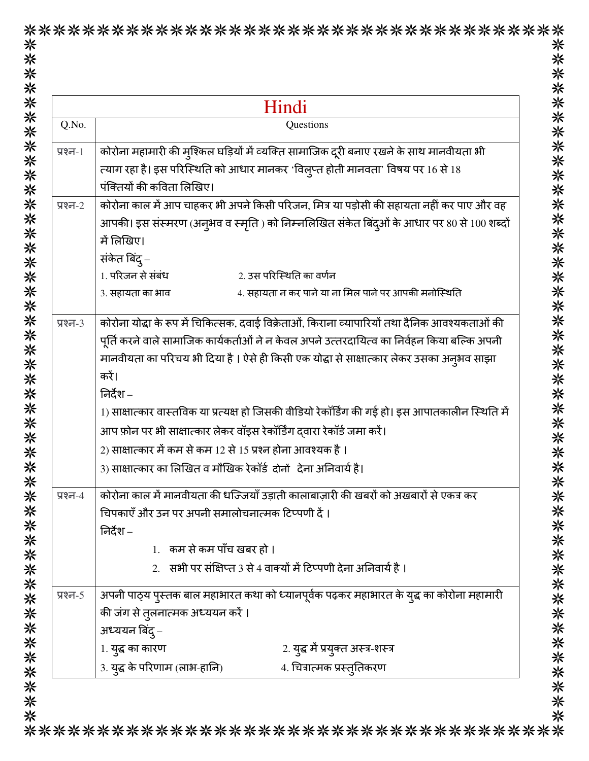# Hindi

| Q.No. | Questions |
|---|---|
| प्रश्न-1 | कोरोना महामारी की मुश्किल घड़ियों में व्यक्ति सामाजिक दूरी बनाए रखने के साथ मानवीयता भी त्याग रहा है। इस परिस्थिति को आधार मानकर 'विलुप्त होती मानवता' विषय पर 16 से 18 पंक्तियों की कविता लिखिए। |
| प्रश्न-2 | कोरोना काल में आप चाहकर भी अपने किसी परिजन, मित्र या पड़ोसी की सहायता नहीं कर पाए और वह आपकी। इस संस्मरण (अनुभव व स्मृति ) को निम्नलिखित संकेत बिंदुओं के आधार पर 80 से 100 शब्दों में लिखिए।<br>संकेत बिंदु –<br>1. परिजन से संबंध 2. उस परिस्थिति का वर्णन<br>3. सहायता का भाव 4. सहायता न कर पाने या ना मिल पाने पर आपकी मनोस्थिति |
| प्रश्न-3 | कोरोना योद्धा के रूप में चिकित्सक, दवाई विक्रेताओं, किराना व्यापारियों तथा दैनिक आवश्यकताओं की पूर्ति करने वाले सामाजिक कार्यकर्ताओं ने न केवल अपने उत्तरदायित्व का निर्वहन किया बल्कि अपनी मानवीयता का परिचय भी दिया है । ऐसे ही किसी एक योद्धा से साक्षात्कार लेकर उसका अनुभव साझा करें।<br>निर्देश –<br>1) साक्षात्कार वास्तविक या प्रत्यक्ष हो जिसकी वीडियो रेकॉर्डिंग की गई हो। इस आपातकालीन स्थिति में आप फ़ोन पर भी साक्षात्कार लेकर वॉइस रेकॉर्डिंग द्वारा रेकॉर्ड जमा करें।<br>2) साक्षात्कार में कम से कम 12 से 15 प्रश्न होना आवश्यक है ।<br>3) साक्षात्कार का लिखित व मौखिक रेकॉर्ड दोनों देना अनिवार्य है। |
| प्रश्न-4 | कोरोना काल में मानवीयता की धज्जियाँ उड़ाती कालाबाज़ारी की खबरों को अखबारों से एकत्र कर चिपकाएँ और उन पर अपनी समालोचनात्मक टिप्पणी दें ।<br>निर्देश –<br>1. कम से कम पाँच खबर हो ।<br>2. सभी पर संक्षिप्त 3 से 4 वाक्यों में टिप्पणी देना अनिवार्य है । |
| प्रश्न-5 | अपनी पाठ्य पुस्तक बाल महाभारत कथा को ध्यानपूर्वक पढ़कर महाभारत के युद्ध का कोरोना महामारी की जंग से तुलनात्मक अध्ययन करें ।<br>अध्ययन बिंदु –<br>1. युद्ध का कारण 2. युद्ध में प्रयुक्त अस्त्र-शस्त्र<br>3. युद्ध के परिणाम (लाभ-हानि) 4. चित्रात्मक प्रस्तुतिकरण |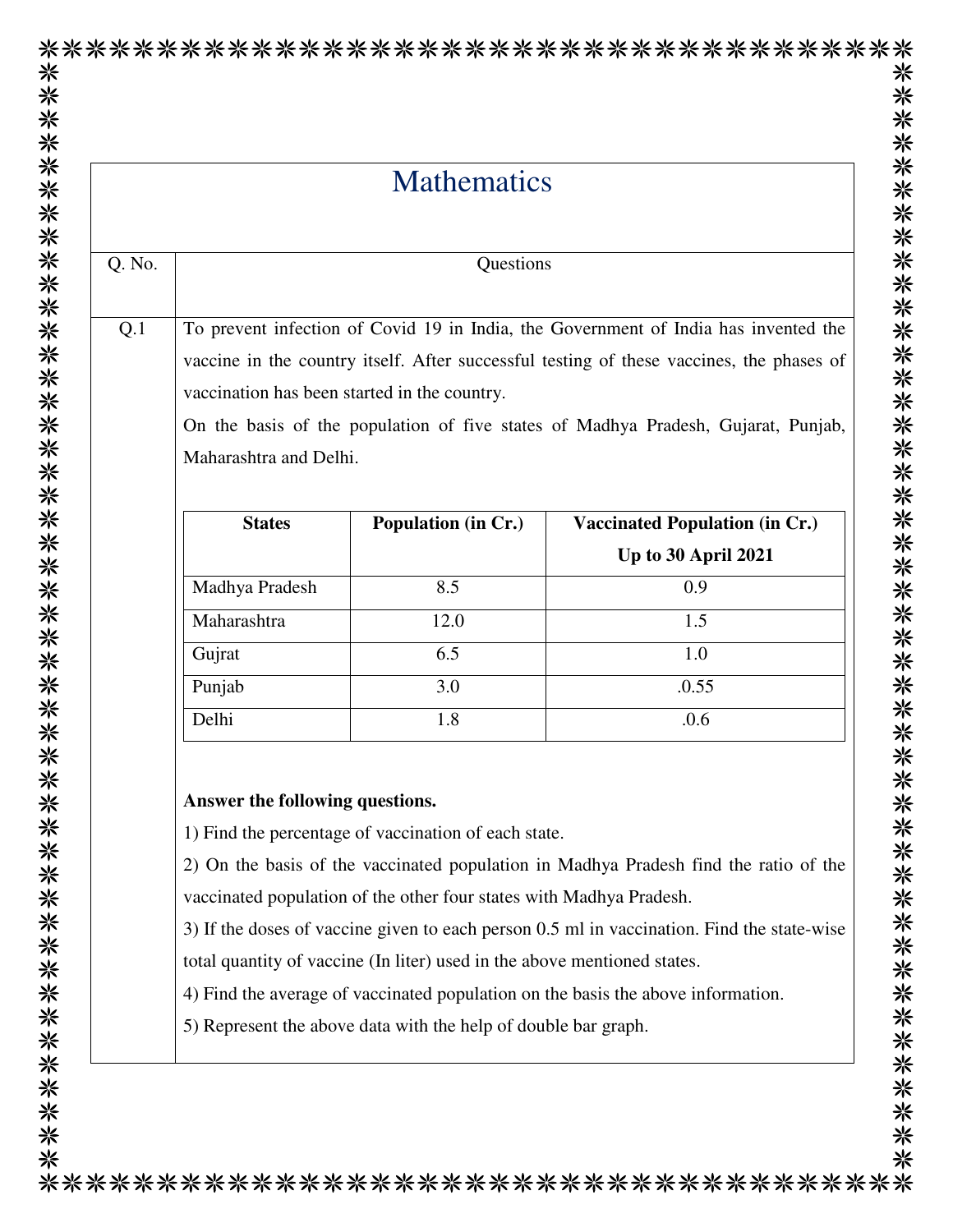# Mathematics

| Q. No. | Questions |
|---|---|
| Q.1 | To prevent infection of Covid 19 in India, the Government of India has invented the vaccine in the country itself. After successful testing of these vaccines, the phases of vaccination has been started in the country. On the basis of the population of five states of Madhya Pradesh, Gujarat, Punjab, Maharashtra and Delhi. |

| States | Population (in Cr.) | Vaccinated Population (in Cr.) Up to 30 April 2021 |
|---|---|---|
| Madhya Pradesh | 8.5 | 0.9 |
| Maharashtra | 12.0 | 1.5 |
| Gujrat | 6.5 | 1.0 |
| Punjab | 3.0 | .0.55 |
| Delhi | 1.8 | .0.6 |

**Answer the following questions.**

1) Find the percentage of vaccination of each state.

2) On the basis of the vaccinated population in Madhya Pradesh find the ratio of the vaccinated population of the other four states with Madhya Pradesh.

3) If the doses of vaccine given to each person 0.5 ml in vaccination. Find the state-wise total quantity of vaccine (In liter) used in the above mentioned states.

4) Find the average of vaccinated population on the basis the above information.

5) Represent the above data with the help of double bar graph.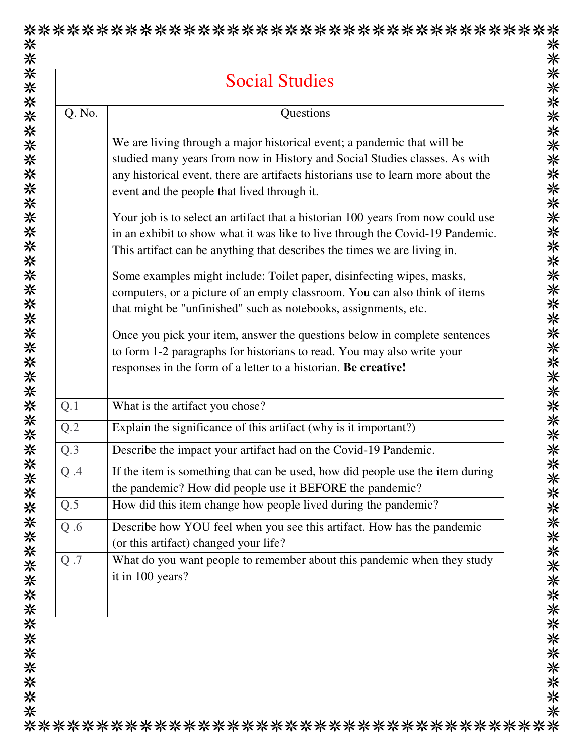| Social Studies | |
|---|---|
| Q. No. | Questions |
| | We are living through a major historical event; a pandemic that will be studied many years from now in History and Social Studies classes. As with any historical event, there are artifacts historians use to learn more about the event and the people that lived through it.<br><br>Your job is to select an artifact that a historian 100 years from now could use in an exhibit to show what it was like to live through the Covid-19 Pandemic. This artifact can be anything that describes the times we are living in.<br><br>Some examples might include: Toilet paper, disinfecting wipes, masks, computers, or a picture of an empty classroom. You can also think of items that might be "unfinished" such as notebooks, assignments, etc.<br><br>Once you pick your item, answer the questions below in complete sentences to form 1-2 paragraphs for historians to read. You may also write your responses in the form of a letter to a historian. **Be creative!** |
| Q.1 | What is the artifact you chose? |
| Q.2 | Explain the significance of this artifact (why is it important?) |
| Q.3 | Describe the impact your artifact had on the Covid-19 Pandemic. |
| Q .4 | If the item is something that can be used, how did people use the item during the pandemic? How did people use it BEFORE the pandemic? |
| Q.5 | How did this item change how people lived during the pandemic? |
| Q .6 | Describe how YOU feel when you see this artifact. How has the pandemic (or this artifact) changed your life? |
| Q .7 | What do you want people to remember about this pandemic when they study it in 100 years? |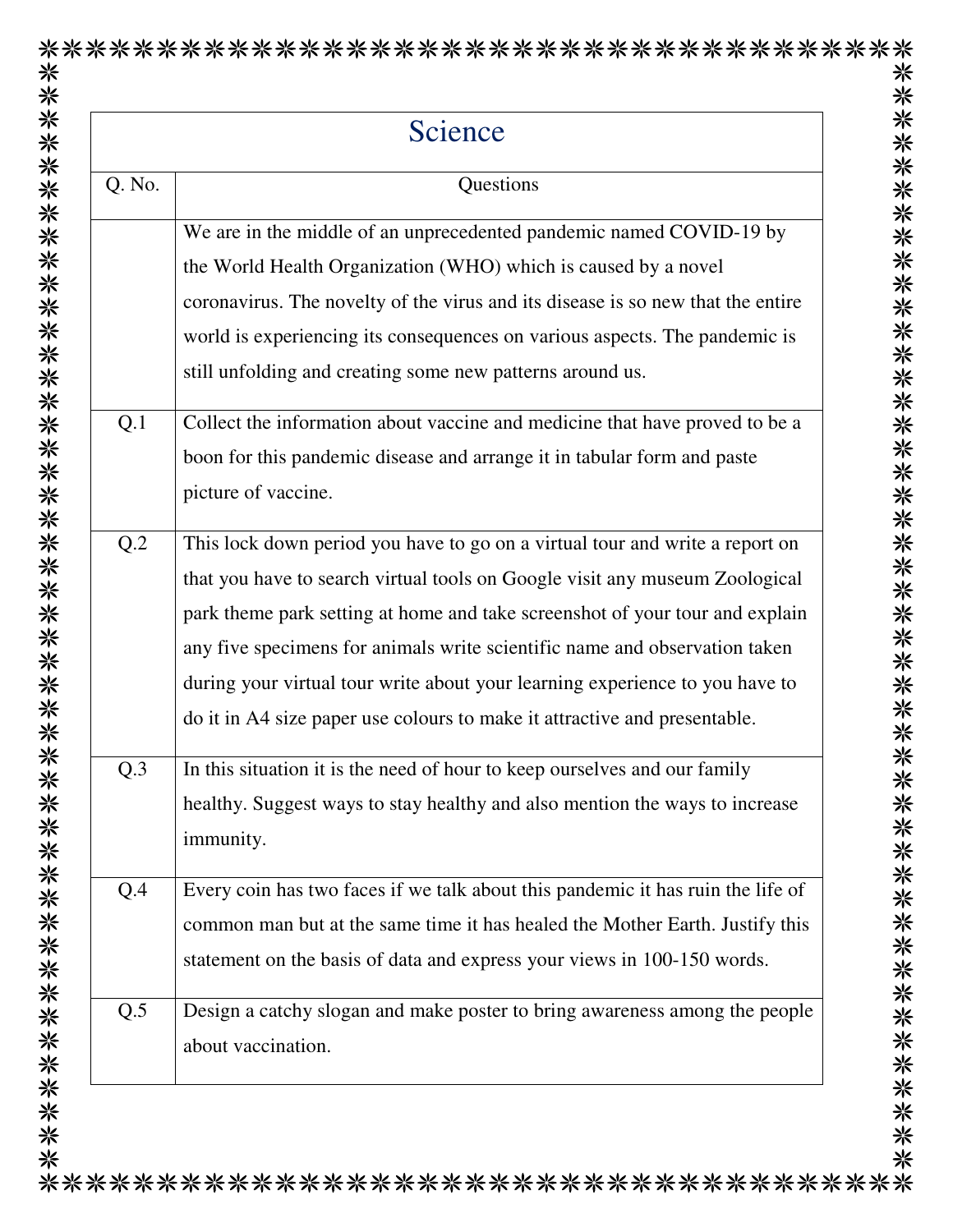| Science | |
|---|---|
| Q. No. | Questions |
| | We are in the middle of an unprecedented pandemic named COVID-19 by the World Health Organization (WHO) which is caused by a novel coronavirus. The novelty of the virus and its disease is so new that the entire world is experiencing its consequences on various aspects. The pandemic is still unfolding and creating some new patterns around us. |
| Q.1 | Collect the information about vaccine and medicine that have proved to be a boon for this pandemic disease and arrange it in tabular form and paste picture of vaccine. |
| Q.2 | This lock down period you have to go on a virtual tour and write a report on that you have to search virtual tools on Google visit any museum Zoological park theme park setting at home and take screenshot of your tour and explain any five specimens for animals write scientific name and observation taken during your virtual tour write about your learning experience to you have to do it in A4 size paper use colours to make it attractive and presentable. |
| Q.3 | In this situation it is the need of hour to keep ourselves and our family healthy. Suggest ways to stay healthy and also mention the ways to increase immunity. |
| Q.4 | Every coin has two faces if we talk about this pandemic it has ruin the life of common man but at the same time it has healed the Mother Earth. Justify this statement on the basis of data and express your views in 100-150 words. |
| Q.5 | Design a catchy slogan and make poster to bring awareness among the people about vaccination. |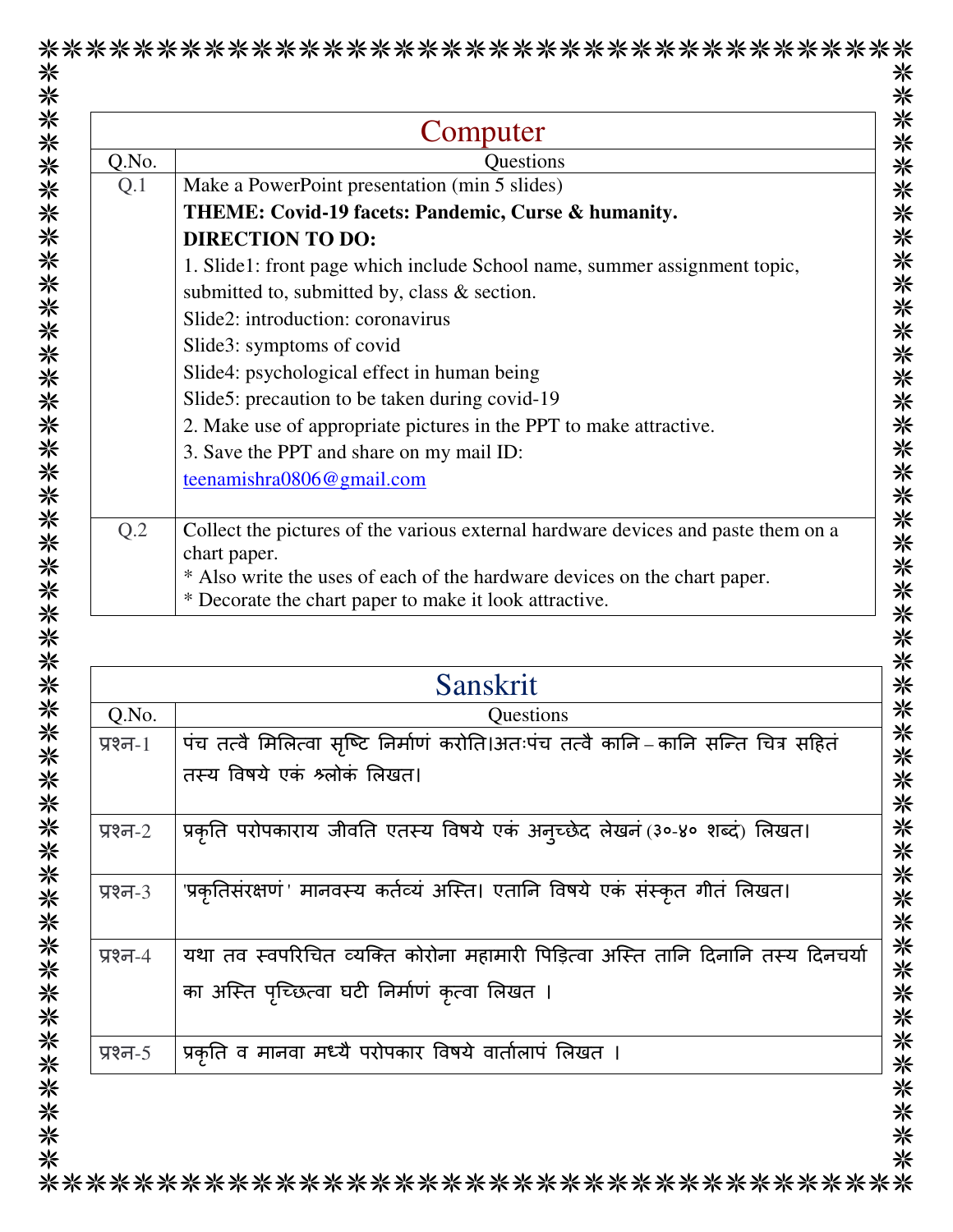## Computer

| Q.No. | Questions |
|---|---|
| Q.1 | Make a PowerPoint presentation (min 5 slides)<br>**THEME: Covid-19 facets: Pandemic, Curse & humanity.**<br>**DIRECTION TO DO:**<br>1. Slide1: front page which include School name, summer assignment topic, submitted to, submitted by, class & section.<br>Slide2: introduction: coronavirus<br>Slide3: symptoms of covid<br>Slide4: psychological effect in human being<br>Slide5: precaution to be taken during covid-19<br>2. Make use of appropriate pictures in the PPT to make attractive.<br>3. Save the PPT and share on my mail ID: teenamishra0806@gmail.com |
| Q.2 | Collect the pictures of the various external hardware devices and paste them on a chart paper.<br>* Also write the uses of each of the hardware devices on the chart paper.<br>* Decorate the chart paper to make it look attractive. |

## Sanskrit

| Q.No. | Questions |
|---|---|
| प्रश्न-1 | पंच तत्वै मिलित्वा सृष्टि निर्माणं करोति।अतःपंच तत्वै कानि – कानि सन्ति चित्र सहितं तस्य विषये एकं श्लोकं लिखत। |
| प्रश्न-2 | प्रकृति परोपकाराय जीवति एतस्य विषये एकं अनुच्छेद लेखनं (३०-४० शब्दं) लिखत। |
| प्रश्न-3 | 'प्रकृतिसंरक्षणं' मानवस्य कर्तव्यं अस्ति। एतानि विषये एकं संस्कृत गीतं लिखत। |
| प्रश्न-4 | यथा तव स्वपरिचित व्यक्ति कोरोना महामारी पिड़ित्वा अस्ति तानि दिनानि तस्य दिनचर्या का अस्ति पृच्छित्वा घटी निर्माणं कृत्वा लिखत । |
| प्रश्न-5 | प्रकृति व मानवा मध्यै परोपकार विषये वार्तालापं लिखत । |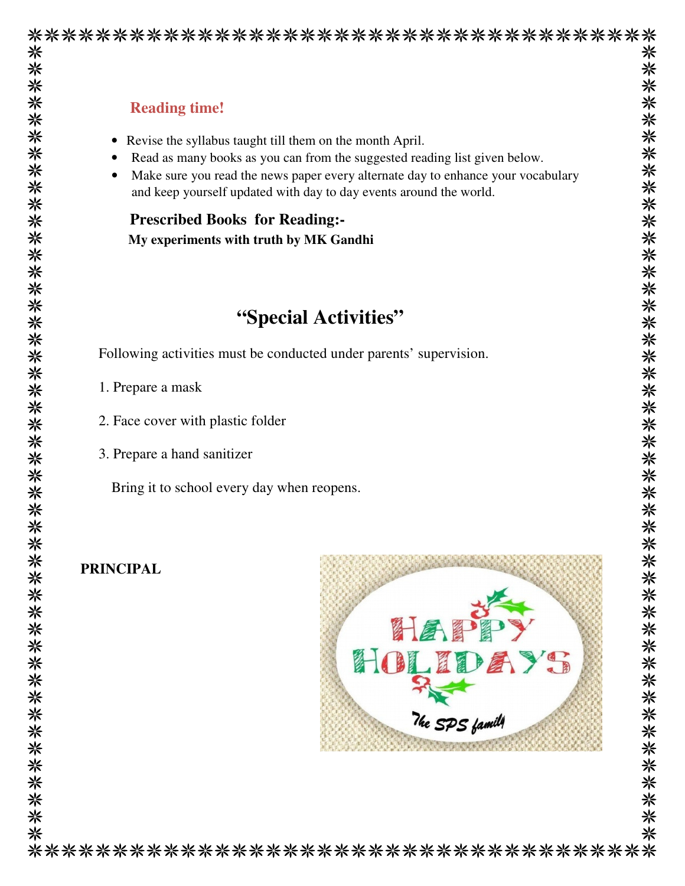## Reading time!

- Revise the syllabus taught till them on the month April.
- Read as many books as you can from the suggested reading list given below.
- Make sure you read the news paper every alternate day to enhance your vocabulary and keep yourself updated with day to day events around the world.

**Prescribed Books for Reading:-**

**My experiments with truth by MK Gandhi**

# "Special Activities"

Following activities must be conducted under parents' supervision.

1. Prepare a mask

2. Face cover with plastic folder

3. Prepare a hand sanitizer

Bring it to school every day when reopens.

**PRINCIPAL**